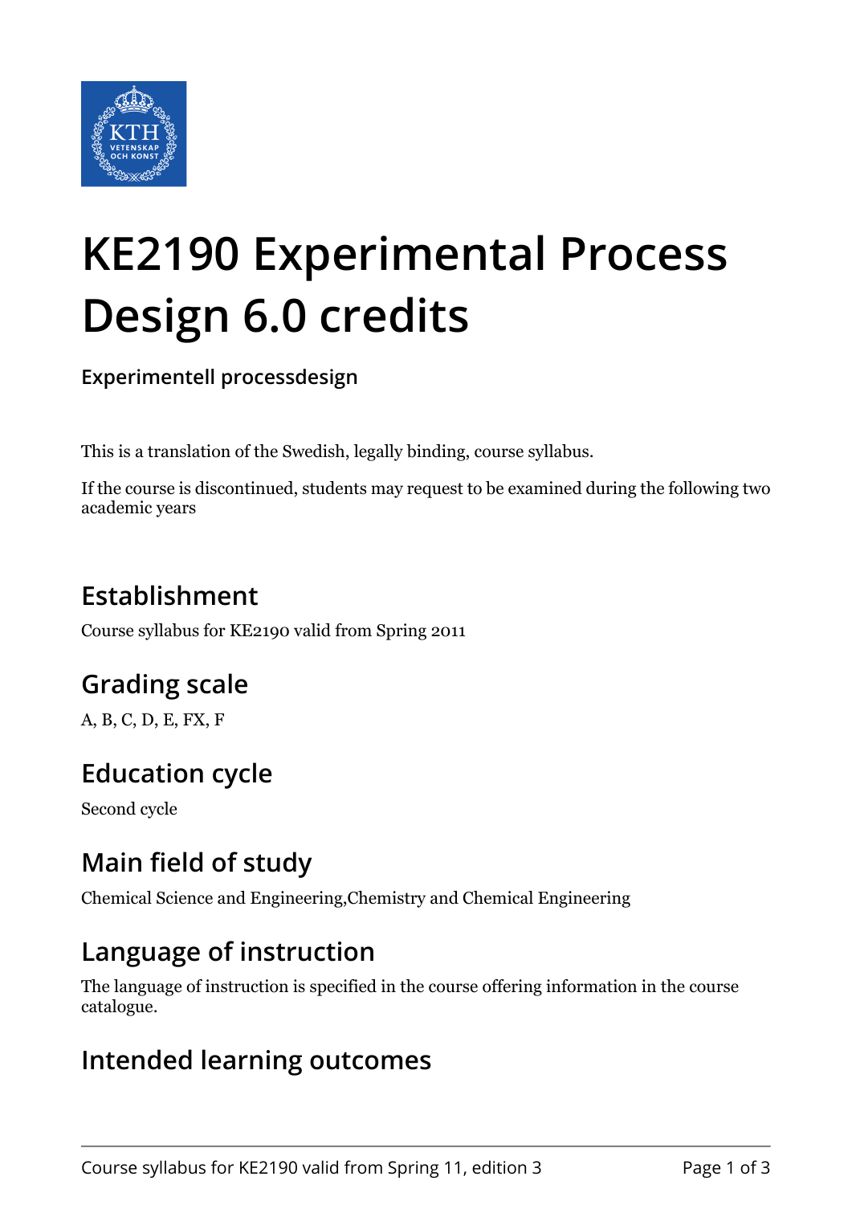# KE2190 Experimental Process Design 6.0 credits

**Experimentell processdesign**

This is a translation of the Swedish, legally binding, course syllabus.

If the course is discontinued, students may request to be examined during the following two academic years

## Establishment

Course syllabus for KE2190 valid from Spring 2011

## Grading scale

A, B, C, D, E, FX, F

## Education cycle

Second cycle

## Main field of study

Chemical Science and Engineering,Chemistry and Chemical Engineering

## Language of instruction

The language of instruction is specified in the course offering information in the course catalogue.

## Intended learning outcomes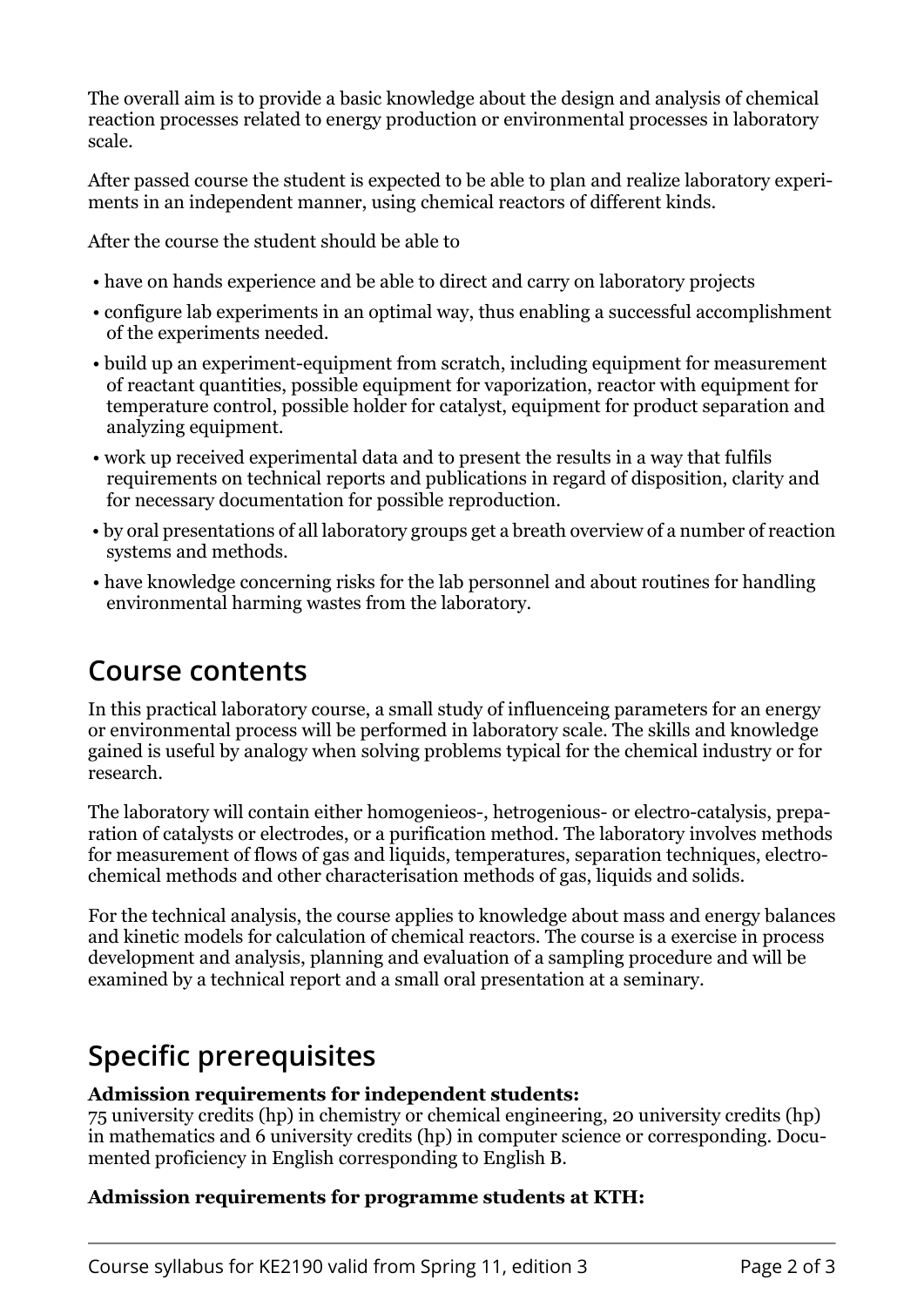The overall aim is to provide a basic knowledge about the design and analysis of chemical reaction processes related to energy production or environmental processes in laboratory scale.

After passed course the student is expected to be able to plan and realize laboratory experiments in an independent manner, using chemical reactors of different kinds.

After the course the student should be able to

- have on hands experience and be able to direct and carry on laboratory projects
- configure lab experiments in an optimal way, thus enabling a successful accomplishment of the experiments needed.
- build up an experiment-equipment from scratch, including equipment for measurement of reactant quantities, possible equipment for vaporization, reactor with equipment for temperature control, possible holder for catalyst, equipment for product separation and analyzing equipment.
- work up received experimental data and to present the results in a way that fulfils requirements on technical reports and publications in regard of disposition, clarity and for necessary documentation for possible reproduction.
- by oral presentations of all laboratory groups get a breath overview of a number of reaction systems and methods.
- have knowledge concerning risks for the lab personnel and about routines for handling environmental harming wastes from the laboratory.

## Course contents

In this practical laboratory course, a small study of influenceing parameters for an energy or environmental process will be performed in laboratory scale. The skills and knowledge gained is useful by analogy when solving problems typical for the chemical industry or for research.

The laboratory will contain either homogenieos-, hetrogenious- or electro-catalysis, preparation of catalysts or electrodes, or a purification method. The laboratory involves methods for measurement of flows of gas and liquids, temperatures, separation techniques, electrochemical methods and other characterisation methods of gas, liquids and solids.

For the technical analysis, the course applies to knowledge about mass and energy balances and kinetic models for calculation of chemical reactors. The course is a exercise in process development and analysis, planning and evaluation of a sampling procedure and will be examined by a technical report and a small oral presentation at a seminary.

## Specific prerequisites

**Admission requirements for independent students:**
75 university credits (hp) in chemistry or chemical engineering, 20 university credits (hp) in mathematics and 6 university credits (hp) in computer science or corresponding. Documented proficiency in English corresponding to English B.

**Admission requirements for programme students at KTH:**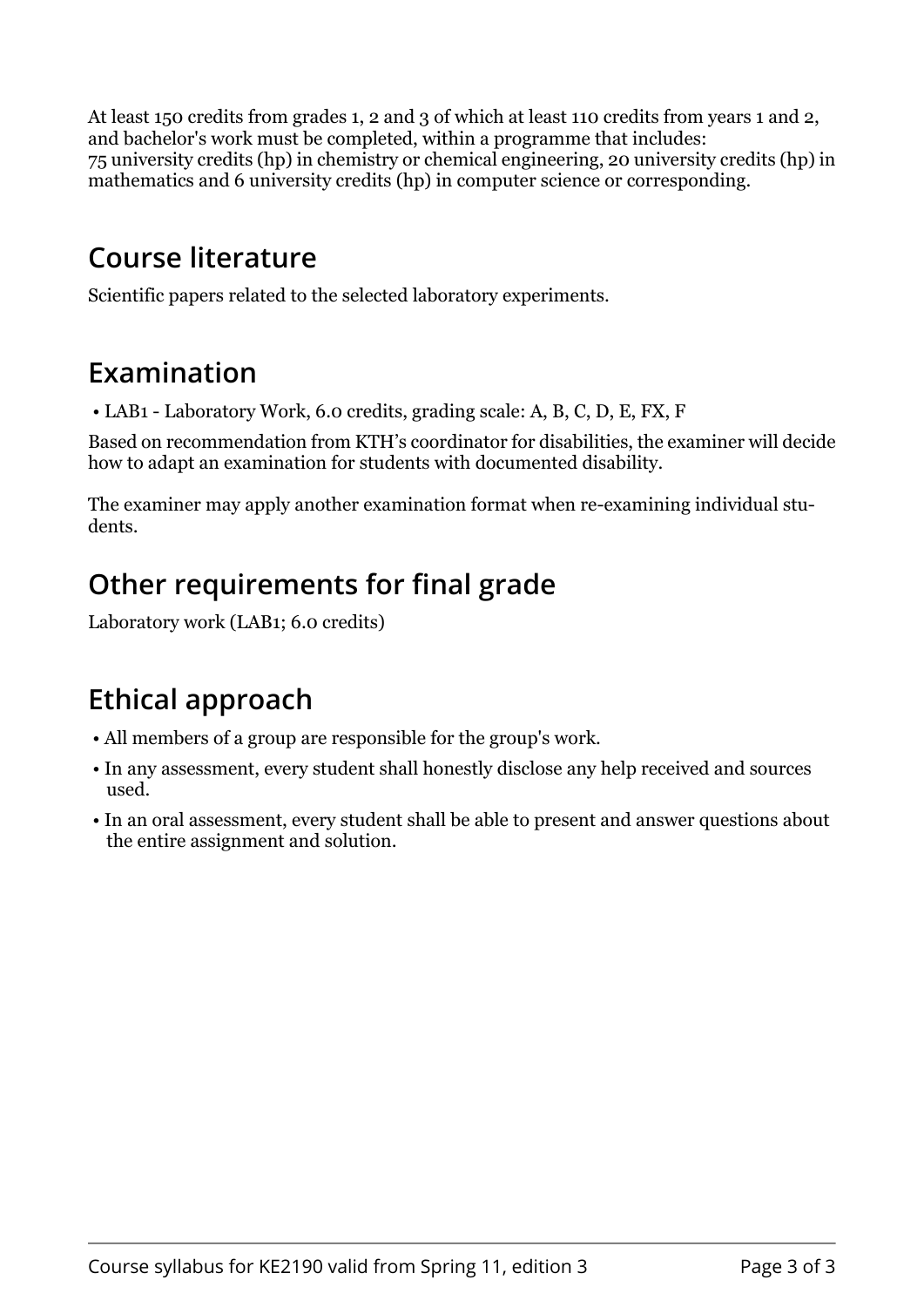At least 150 credits from grades 1, 2 and 3 of which at least 110 credits from years 1 and 2, and bachelor's work must be completed, within a programme that includes:
75 university credits (hp) in chemistry or chemical engineering, 20 university credits (hp) in mathematics and 6 university credits (hp) in computer science or corresponding.

## Course literature

Scientific papers related to the selected laboratory experiments.

## Examination

- LAB1 - Laboratory Work, 6.0 credits, grading scale: A, B, C, D, E, FX, F

Based on recommendation from KTH's coordinator for disabilities, the examiner will decide how to adapt an examination for students with documented disability.

The examiner may apply another examination format when re-examining individual students.

## Other requirements for final grade

Laboratory work (LAB1; 6.0 credits)

## Ethical approach

- All members of a group are responsible for the group's work.
- In any assessment, every student shall honestly disclose any help received and sources used.
- In an oral assessment, every student shall be able to present and answer questions about the entire assignment and solution.